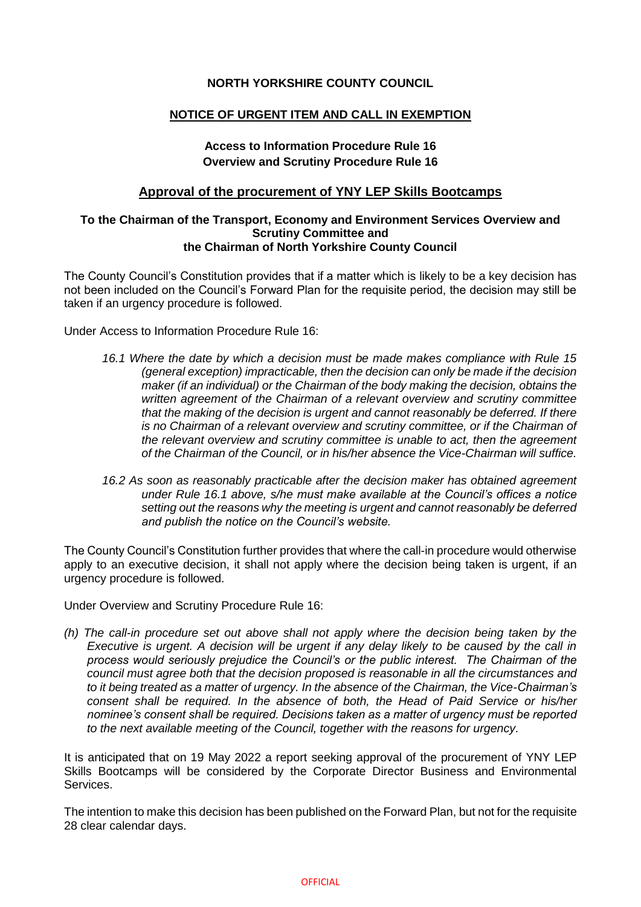**NORTH YORKSHIRE COUNTY COUNCIL**

**NOTICE OF URGENT ITEM AND CALL IN EXEMPTION**

**Access to Information Procedure Rule 16**
**Overview and Scrutiny Procedure Rule 16**

## Approval of the procurement of YNY LEP Skills Bootcamps

**To the Chairman of the Transport, Economy and Environment Services Overview and Scrutiny Committee and the Chairman of North Yorkshire County Council**

The County Council's Constitution provides that if a matter which is likely to be a key decision has not been included on the Council's Forward Plan for the requisite period, the decision may still be taken if an urgency procedure is followed.

Under Access to Information Procedure Rule 16:

> *16.1 Where the date by which a decision must be made makes compliance with Rule 15 (general exception) impracticable, then the decision can only be made if the decision maker (if an individual) or the Chairman of the body making the decision, obtains the written agreement of the Chairman of a relevant overview and scrutiny committee that the making of the decision is urgent and cannot reasonably be deferred. If there is no Chairman of a relevant overview and scrutiny committee, or if the Chairman of the relevant overview and scrutiny committee is unable to act, then the agreement of the Chairman of the Council, or in his/her absence the Vice-Chairman will suffice.*
>
> *16.2 As soon as reasonably practicable after the decision maker has obtained agreement under Rule 16.1 above, s/he must make available at the Council's offices a notice setting out the reasons why the meeting is urgent and cannot reasonably be deferred and publish the notice on the Council's website.*

The County Council's Constitution further provides that where the call-in procedure would otherwise apply to an executive decision, it shall not apply where the decision being taken is urgent, if an urgency procedure is followed.

Under Overview and Scrutiny Procedure Rule 16:

*(h) The call-in procedure set out above shall not apply where the decision being taken by the Executive is urgent. A decision will be urgent if any delay likely to be caused by the call in process would seriously prejudice the Council's or the public interest. The Chairman of the council must agree both that the decision proposed is reasonable in all the circumstances and to it being treated as a matter of urgency. In the absence of the Chairman, the Vice-Chairman's consent shall be required. In the absence of both, the Head of Paid Service or his/her nominee's consent shall be required. Decisions taken as a matter of urgency must be reported to the next available meeting of the Council, together with the reasons for urgency.*

It is anticipated that on 19 May 2022 a report seeking approval of the procurement of YNY LEP Skills Bootcamps will be considered by the Corporate Director Business and Environmental Services.

The intention to make this decision has been published on the Forward Plan, but not for the requisite 28 clear calendar days.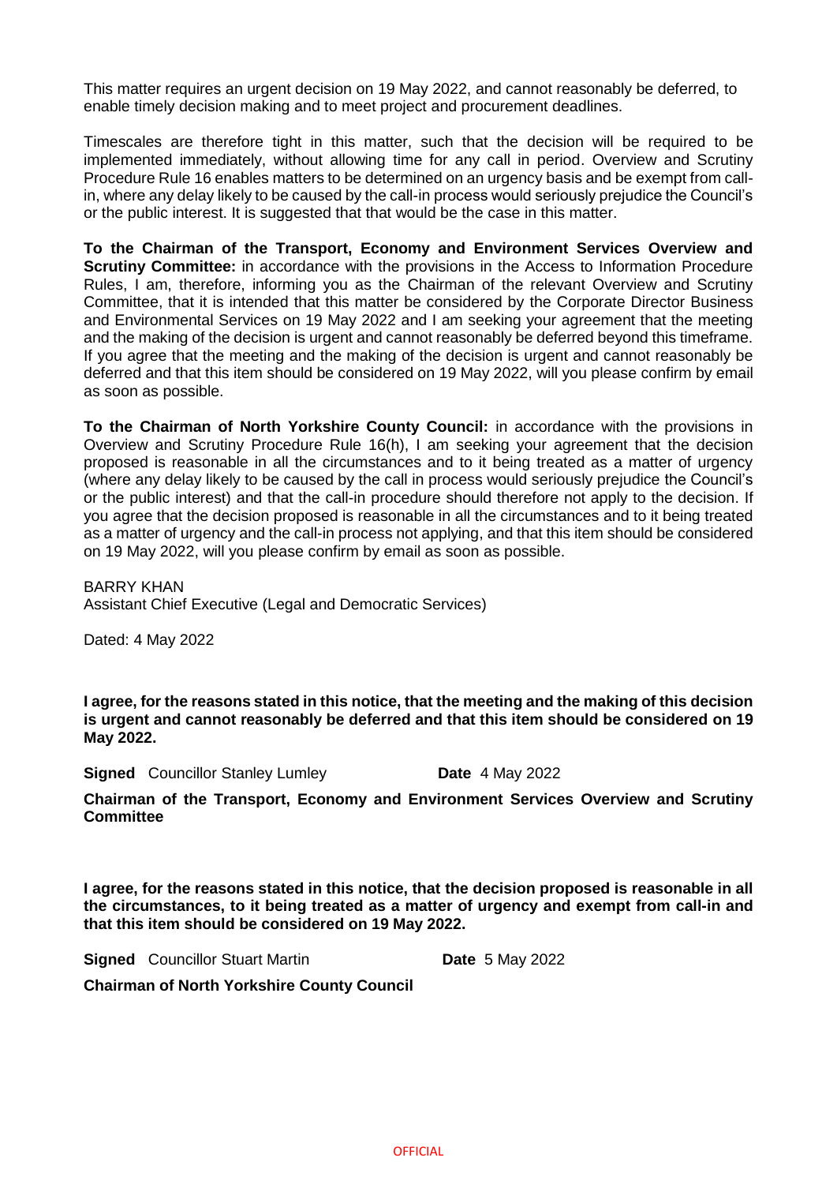This matter requires an urgent decision on 19 May 2022, and cannot reasonably be deferred, to enable timely decision making and to meet project and procurement deadlines.

Timescales are therefore tight in this matter, such that the decision will be required to be implemented immediately, without allowing time for any call in period. Overview and Scrutiny Procedure Rule 16 enables matters to be determined on an urgency basis and be exempt from call-in, where any delay likely to be caused by the call-in process would seriously prejudice the Council's or the public interest. It is suggested that that would be the case in this matter.

**To the Chairman of the Transport, Economy and Environment Services Overview and Scrutiny Committee:** in accordance with the provisions in the Access to Information Procedure Rules, I am, therefore, informing you as the Chairman of the relevant Overview and Scrutiny Committee, that it is intended that this matter be considered by the Corporate Director Business and Environmental Services on 19 May 2022 and I am seeking your agreement that the meeting and the making of the decision is urgent and cannot reasonably be deferred beyond this timeframe. If you agree that the meeting and the making of the decision is urgent and cannot reasonably be deferred and that this item should be considered on 19 May 2022, will you please confirm by email as soon as possible.

**To the Chairman of North Yorkshire County Council:** in accordance with the provisions in Overview and Scrutiny Procedure Rule 16(h), I am seeking your agreement that the decision proposed is reasonable in all the circumstances and to it being treated as a matter of urgency (where any delay likely to be caused by the call in process would seriously prejudice the Council's or the public interest) and that the call-in procedure should therefore not apply to the decision. If you agree that the decision proposed is reasonable in all the circumstances and to it being treated as a matter of urgency and the call-in process not applying, and that this item should be considered on 19 May 2022, will you please confirm by email as soon as possible.

BARRY KHAN
Assistant Chief Executive (Legal and Democratic Services)

Dated: 4 May 2022

**I agree, for the reasons stated in this notice, that the meeting and the making of this decision is urgent and cannot reasonably be deferred and that this item should be considered on 19 May 2022.**

**Signed** Councillor Stanley Lumley **Date** 4 May 2022

**Chairman of the Transport, Economy and Environment Services Overview and Scrutiny Committee**

**I agree, for the reasons stated in this notice, that the decision proposed is reasonable in all the circumstances, to it being treated as a matter of urgency and exempt from call-in and that this item should be considered on 19 May 2022.**

**Signed** Councillor Stuart Martin **Date** 5 May 2022

**Chairman of North Yorkshire County Council**

OFFICIAL